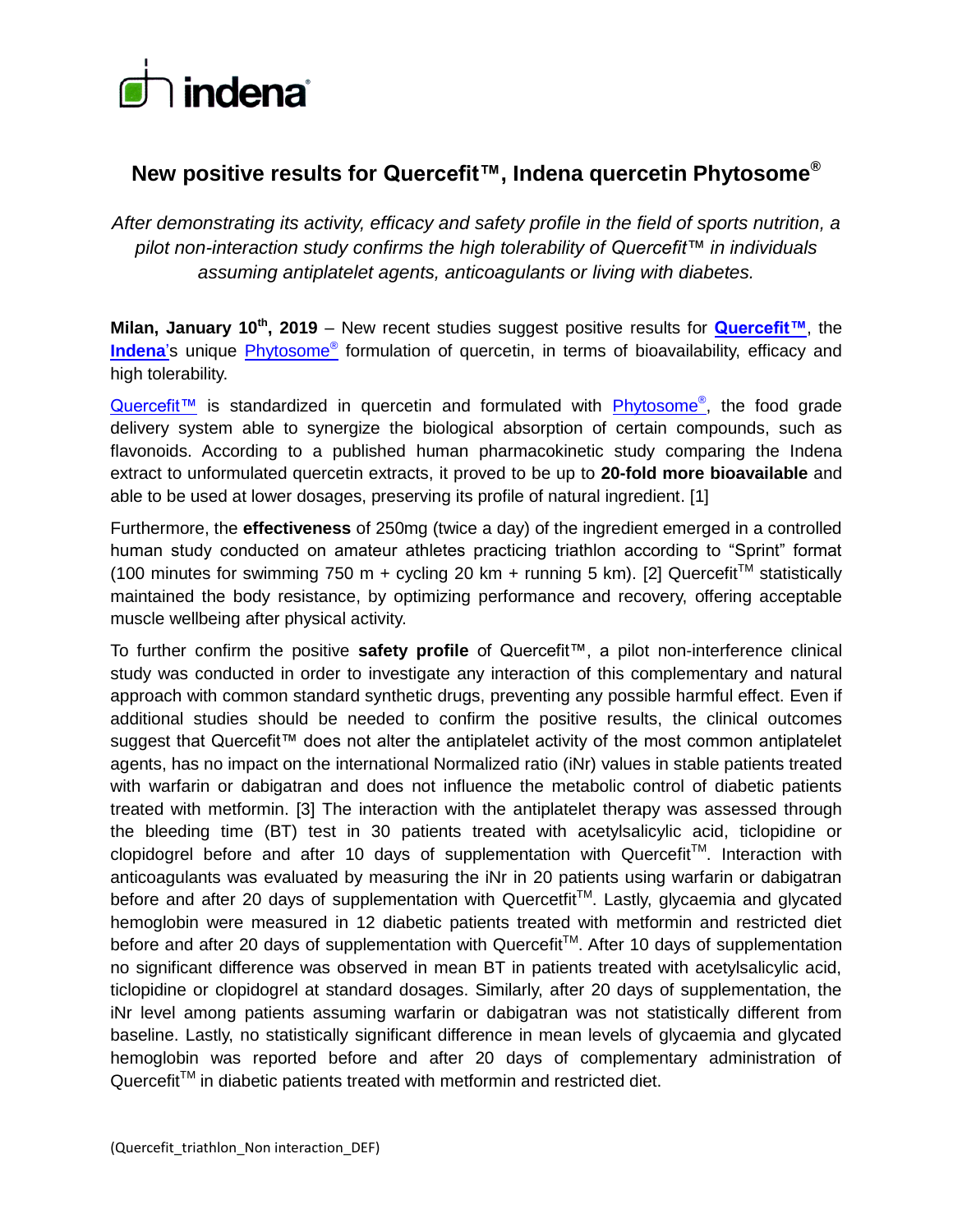# New positive results for Quercefit™, Indena quercetin Phytosome®

*After demonstrating its activity, efficacy and safety profile in the field of sports nutrition, a pilot non-interaction study confirms the high tolerability of Quercefit™ in individuals assuming antiplatelet agents, anticoagulants or living with diabetes.*

**Milan, January 10th, 2019** – New recent studies suggest positive results for **Quercefit™**, the **Indena**'s unique Phytosome® formulation of quercetin, in terms of bioavailability, efficacy and high tolerability.

Quercefit™ is standardized in quercetin and formulated with Phytosome®, the food grade delivery system able to synergize the biological absorption of certain compounds, such as flavonoids. According to a published human pharmacokinetic study comparing the Indena extract to unformulated quercetin extracts, it proved to be up to **20-fold more bioavailable** and able to be used at lower dosages, preserving its profile of natural ingredient. [1]

Furthermore, the **effectiveness** of 250mg (twice a day) of the ingredient emerged in a controlled human study conducted on amateur athletes practicing triathlon according to "Sprint" format (100 minutes for swimming 750 m + cycling 20 km + running 5 km). [2] Quercefit™ statistically maintained the body resistance, by optimizing performance and recovery, offering acceptable muscle wellbeing after physical activity.

To further confirm the positive **safety profile** of Quercefit™, a pilot non-interference clinical study was conducted in order to investigate any interaction of this complementary and natural approach with common standard synthetic drugs, preventing any possible harmful effect. Even if additional studies should be needed to confirm the positive results, the clinical outcomes suggest that Quercefit™ does not alter the antiplatelet activity of the most common antiplatelet agents, has no impact on the international Normalized ratio (iNr) values in stable patients treated with warfarin or dabigatran and does not influence the metabolic control of diabetic patients treated with metformin. [3] The interaction with the antiplatelet therapy was assessed through the bleeding time (BT) test in 30 patients treated with acetylsalicylic acid, ticlopidine or clopidogrel before and after 10 days of supplementation with Quercefit™. Interaction with anticoagulants was evaluated by measuring the iNr in 20 patients using warfarin or dabigatran before and after 20 days of supplementation with Quercetfit™. Lastly, glycaemia and glycated hemoglobin were measured in 12 diabetic patients treated with metformin and restricted diet before and after 20 days of supplementation with Quercefit™. After 10 days of supplementation no significant difference was observed in mean BT in patients treated with acetylsalicylic acid, ticlopidine or clopidogrel at standard dosages. Similarly, after 20 days of supplementation, the iNr level among patients assuming warfarin or dabigatran was not statistically different from baseline. Lastly, no statistically significant difference in mean levels of glycaemia and glycated hemoglobin was reported before and after 20 days of complementary administration of Quercefit™ in diabetic patients treated with metformin and restricted diet.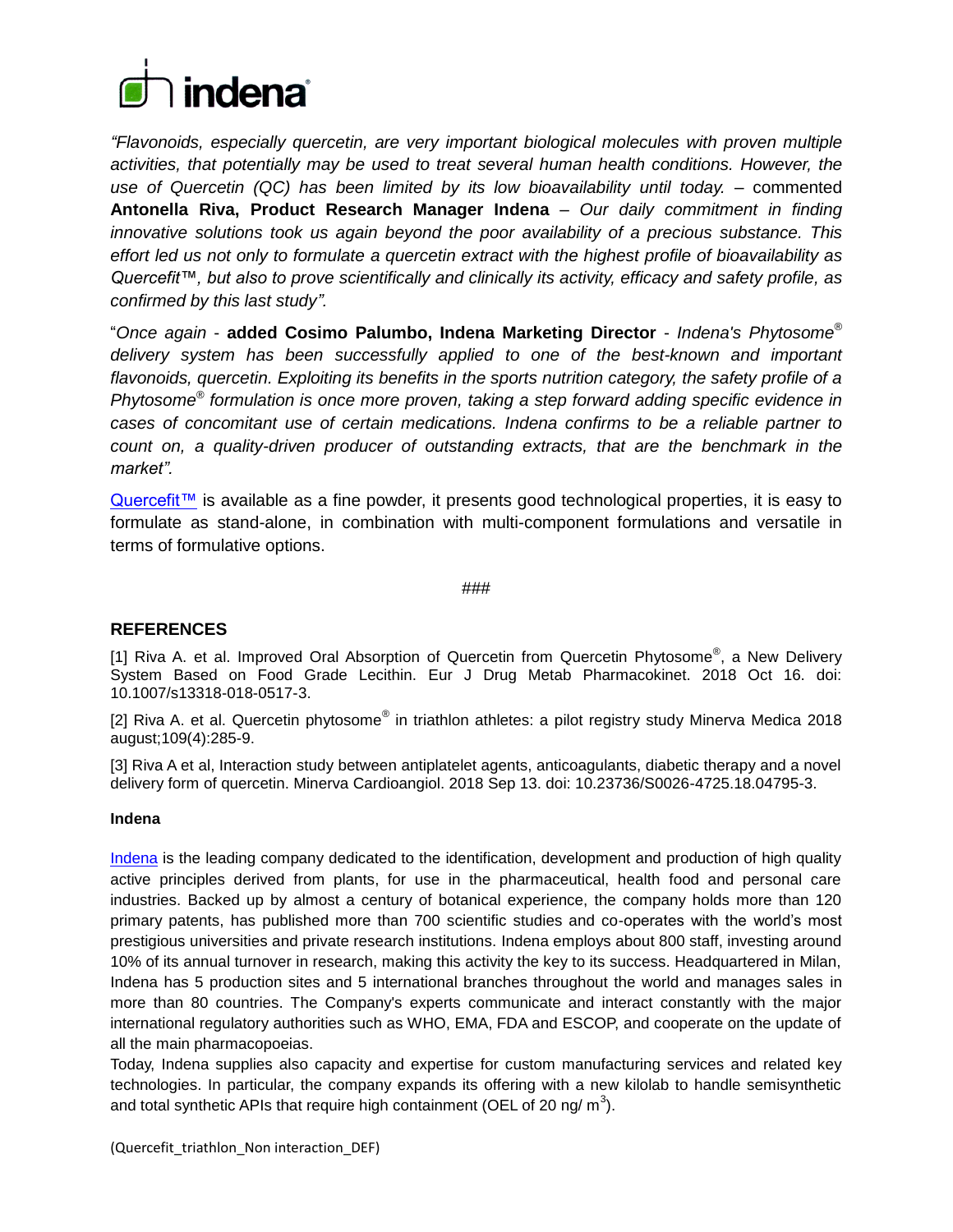*"Flavonoids, especially quercetin, are very important biological molecules with proven multiple activities, that potentially may be used to treat several human health conditions. However, the use of Quercetin (QC) has been limited by its low bioavailability until today.* – commented **Antonella Riva, Product Research Manager Indena** – *Our daily commitment in finding innovative solutions took us again beyond the poor availability of a precious substance. This effort led us not only to formulate a quercetin extract with the highest profile of bioavailability as Quercefit™, but also to prove scientifically and clinically its activity, efficacy and safety profile, as confirmed by this last study".*

"*Once again* - **added Cosimo Palumbo, Indena Marketing Director** - *Indena's Phytosome® delivery system has been successfully applied to one of the best-known and important flavonoids, quercetin. Exploiting its benefits in the sports nutrition category, the safety profile of a Phytosome® formulation is once more proven, taking a step forward adding specific evidence in cases of concomitant use of certain medications. Indena confirms to be a reliable partner to count on, a quality-driven producer of outstanding extracts, that are the benchmark in the market".*

Quercefit™ is available as a fine powder, it presents good technological properties, it is easy to formulate as stand-alone, in combination with multi-component formulations and versatile in terms of formulative options.

###

## REFERENCES

[1] Riva A. et al. Improved Oral Absorption of Quercetin from Quercetin Phytosome®, a New Delivery System Based on Food Grade Lecithin. Eur J Drug Metab Pharmacokinet. 2018 Oct 16. doi: 10.1007/s13318-018-0517-3.

[2] Riva A. et al. Quercetin phytosome® in triathlon athletes: a pilot registry study Minerva Medica 2018 august;109(4):285-9.

[3] Riva A et al, Interaction study between antiplatelet agents, anticoagulants, diabetic therapy and a novel delivery form of quercetin. Minerva Cardioangiol. 2018 Sep 13. doi: 10.23736/S0026-4725.18.04795-3.

**Indena**

Indena is the leading company dedicated to the identification, development and production of high quality active principles derived from plants, for use in the pharmaceutical, health food and personal care industries. Backed up by almost a century of botanical experience, the company holds more than 120 primary patents, has published more than 700 scientific studies and co-operates with the world's most prestigious universities and private research institutions. Indena employs about 800 staff, investing around 10% of its annual turnover in research, making this activity the key to its success. Headquartered in Milan, Indena has 5 production sites and 5 international branches throughout the world and manages sales in more than 80 countries. The Company's experts communicate and interact constantly with the major international regulatory authorities such as WHO, EMA, FDA and ESCOP, and cooperate on the update of all the main pharmacopoeias.
Today, Indena supplies also capacity and expertise for custom manufacturing services and related key technologies. In particular, the company expands its offering with a new kilolab to handle semisynthetic and total synthetic APIs that require high containment (OEL of 20 ng/ $m^3$).

(Quercefit_triathlon_Non interaction_DEF)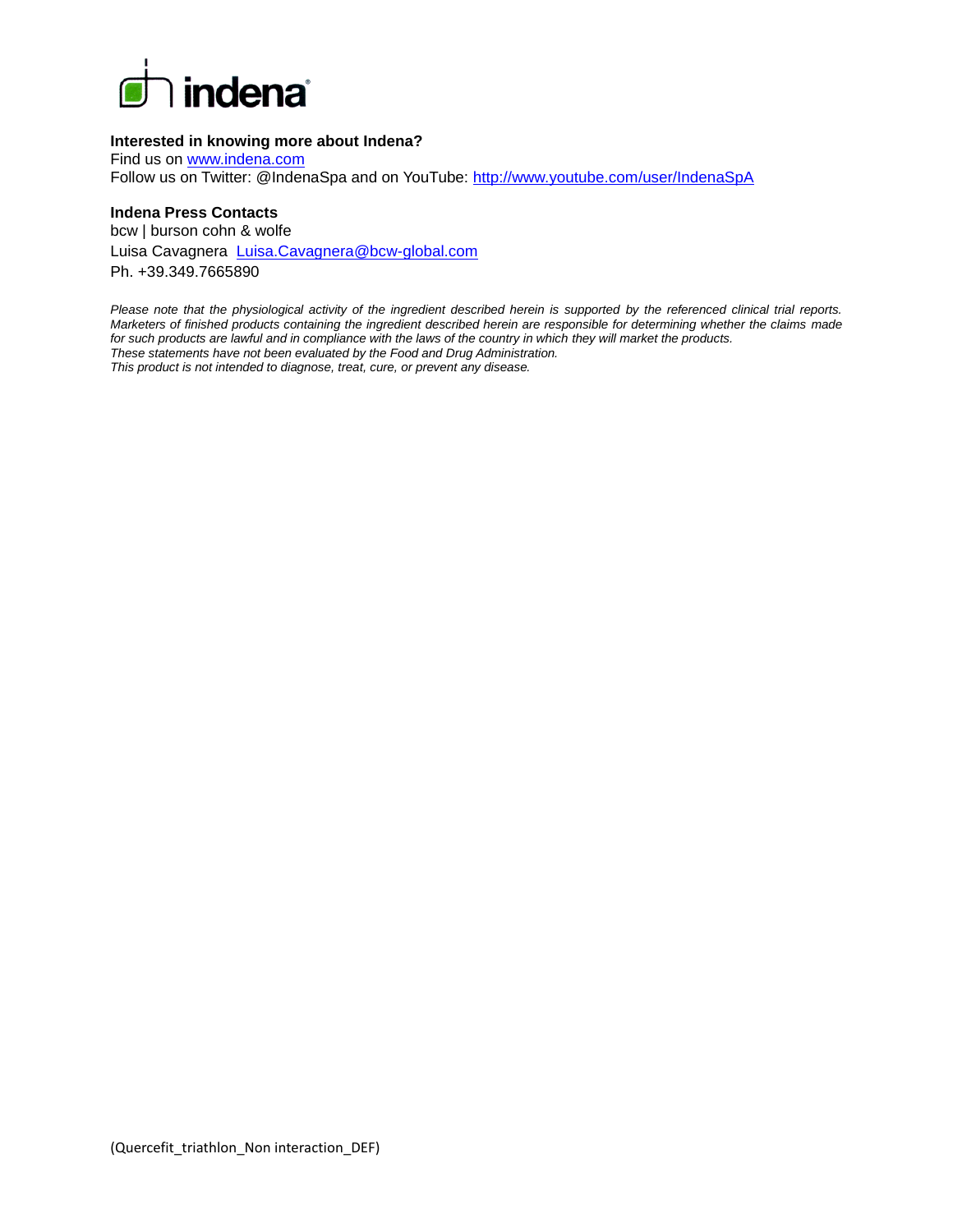**Interested in knowing more about Indena?**
Find us on [www.indena.com](http://www.indena.com)
Follow us on Twitter: @IndenaSpa and on YouTube: [http://www.youtube.com/user/IndenaSpA](http://www.youtube.com/user/IndenaSpA)

**Indena Press Contacts**
bcw | burson cohn & wolfe
Luisa Cavagnera [Luisa.Cavagnera@bcw-global.com](mailto:Luisa.Cavagnera@bcw-global.com)
Ph. +39.349.7665890

*Please note that the physiological activity of the ingredient described herein is supported by the referenced clinical trial reports. Marketers of finished products containing the ingredient described herein are responsible for determining whether the claims made for such products are lawful and in compliance with the laws of the country in which they will market the products.*
*These statements have not been evaluated by the Food and Drug Administration.*
*This product is not intended to diagnose, treat, cure, or prevent any disease.*

(Quercefit_triathlon_Non interaction_DEF)